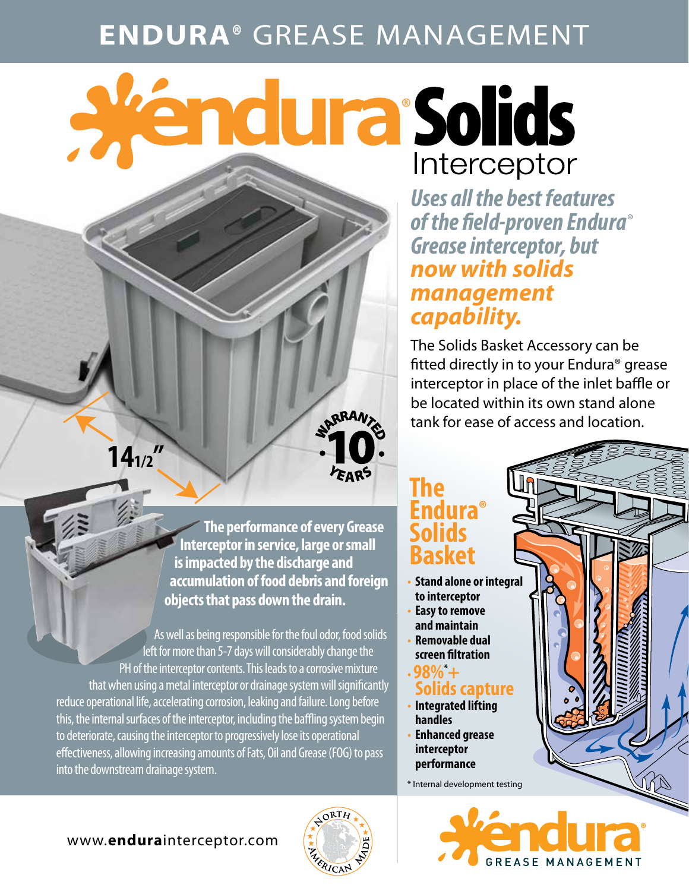# ENDURA® GREASE MANAGEMENT

# endura® Solids Interceptor

***Uses all the best features of the field-proven Endura® Grease interceptor, but now with solids management capability.***

The Solids Basket Accessory can be fitted directly in to your Endura® grease interceptor in place of the inlet baffle or be located within its own stand alone tank for ease of access and location.

14 1/2"

WARRANTED 10 YEARS

**The performance of every Grease Interceptor in service, large or small is impacted by the discharge and accumulation of food debris and foreign objects that pass down the drain.**

As well as being responsible for the foul odor, food solids left for more than 5-7 days will considerably change the PH of the interceptor contents. This leads to a corrosive mixture that when using a metal interceptor or drainage system will significantly reduce operational life, accelerating corrosion, leaking and failure. Long before this, the internal surfaces of the interceptor, including the baffling system begin to deteriorate, causing the interceptor to progressively lose its operational effectiveness, allowing increasing amounts of Fats, Oil and Grease (FOG) to pass into the downstream drainage system.

## The Endura® Solids Basket

- **Stand alone or integral to interceptor**
- **Easy to remove and maintain**
- **Removable dual screen filtration**
- **98%\*+ Solids capture**
- **Integrated lifting handles**
- **Enhanced grease interceptor performance**

\* Internal development testing

www.endurainterceptor.com

NORTH AMERICAN MADE

endura® GREASE MANAGEMENT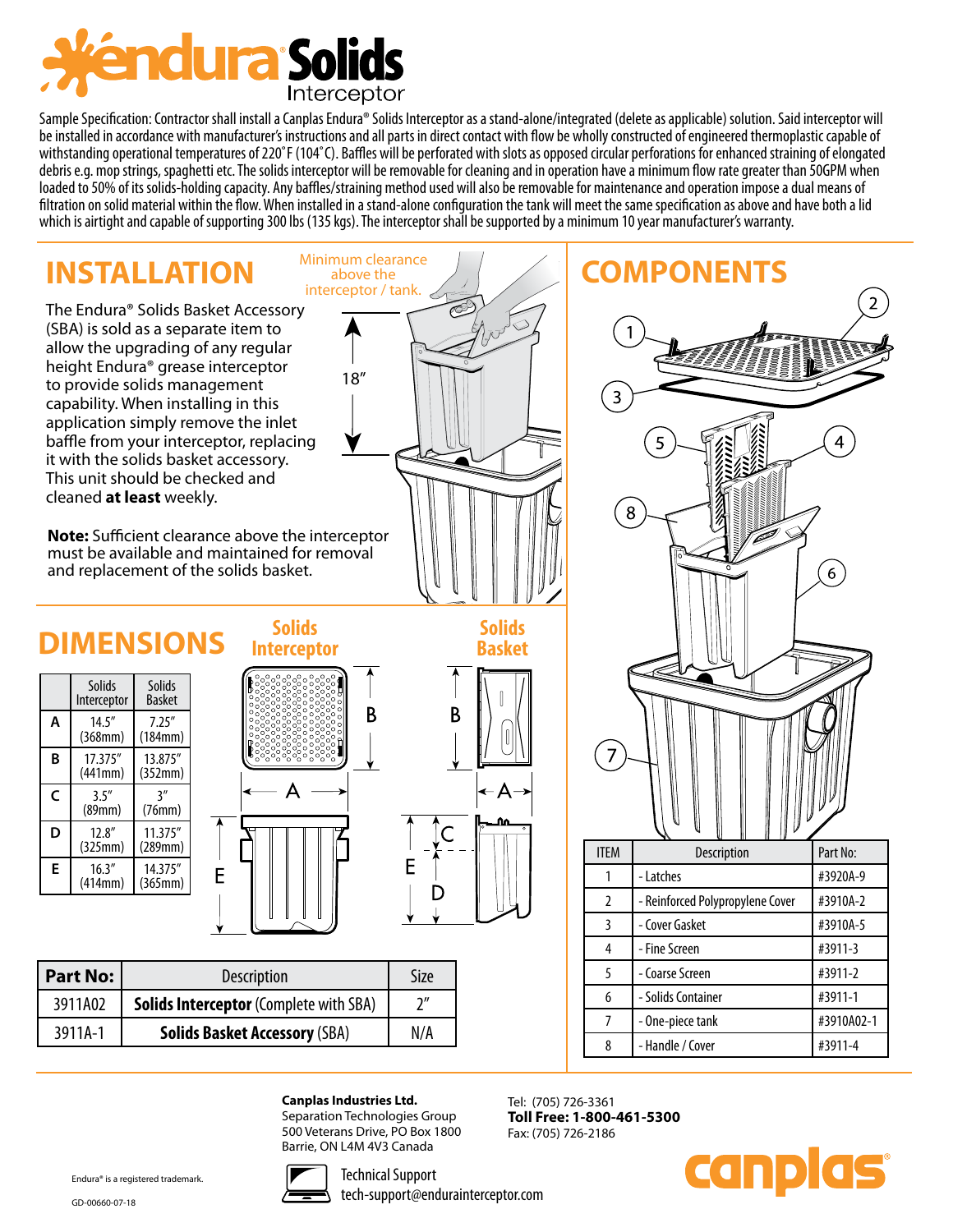# Endura® Solids Interceptor

Sample Specification: Contractor shall install a Canplas Endura® Solids Interceptor as a stand-alone/integrated (delete as applicable) solution. Said interceptor will be installed in accordance with manufacturer's instructions and all parts in direct contact with flow be wholly constructed of engineered thermoplastic capable of withstanding operational temperatures of 220˚F (104˚C). Baffles will be perforated with slots as opposed circular perforations for enhanced straining of elongated debris e.g. mop strings, spaghetti etc. The solids interceptor will be removable for cleaning and in operation have a minimum flow rate greater than 50GPM when loaded to 50% of its solids-holding capacity. Any baffles/straining method used will also be removable for maintenance and operation impose a dual means of filtration on solid material within the flow. When installed in a stand-alone configuration the tank will meet the same specification as above and have both a lid which is airtight and capable of supporting 300 lbs (135 kgs). The interceptor shall be supported by a minimum 10 year manufacturer's warranty.

## INSTALLATION

The Endura® Solids Basket Accessory (SBA) is sold as a separate item to allow the upgrading of any regular height Endura® grease interceptor to provide solids management capability. When installing in this application simply remove the inlet baffle from your interceptor, replacing it with the solids basket accessory. This unit should be checked and cleaned **at least** weekly.

**Note:** Sufficient clearance above the interceptor must be available and maintained for removal and replacement of the solids basket.

Minimum clearance above the interceptor / tank.

18″

## DIMENSIONS

| | Solids Interceptor | Solids Basket |
|---|---|---|
| **A** | 14.5″ (368mm) | 7.25″ (184mm) |
| **B** | 17.375″ (441mm) | 13.875″ (352mm) |
| **C** | 3.5″ (89mm) | 3″ (76mm) |
| **D** | 12.8″ (325mm) | 11.375″ (289mm) |
| **E** | 16.3″ (414mm) | 14.375″ (365mm) |

Solids Interceptor

Solids Basket

| Part No: | Description | Size |
|---|---|---|
| 3911A02 | **Solids Interceptor** (Complete with SBA) | 2″ |
| 3911A-1 | **Solids Basket Accessory** (SBA) | N/A |

## COMPONENTS

| ITEM | Description | Part No: |
|---|---|---|
| 1 | - Latches | #3920A-9 |
| 2 | - Reinforced Polypropylene Cover | #3910A-2 |
| 3 | - Cover Gasket | #3910A-5 |
| 4 | - Fine Screen | #3911-3 |
| 5 | - Coarse Screen | #3911-2 |
| 6 | - Solids Container | #3911-1 |
| 7 | - One-piece tank | #3910A02-1 |
| 8 | - Handle / Cover | #3911-4 |

**Canplas Industries Ltd.**
Separation Technologies Group
500 Veterans Drive, PO Box 1800
Barrie, ON L4M 4V3 Canada

Tel: (705) 726-3361
**Toll Free: 1-800-461-5300**
Fax: (705) 726-2186

Technical Support
tech-support@endurainterceptor.com

Endura® is a registered trademark.

GD-00660-07-18